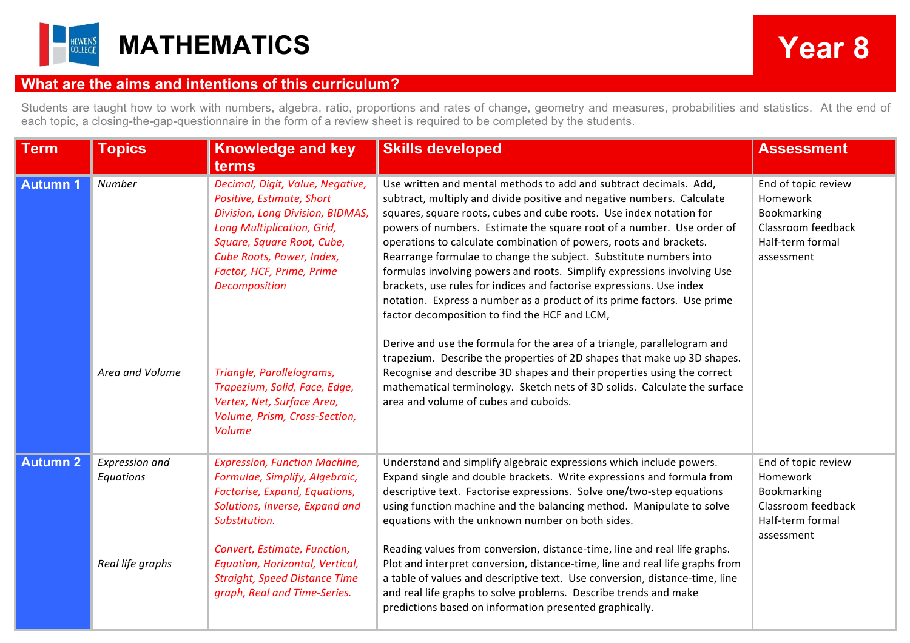# MATHEMATICS

# Year 8

## What are the aims and intentions of this curriculum?

Students are taught how to work with numbers, algebra, ratio, proportions and rates of change, geometry and measures, probabilities and statistics. At the end of each topic, a closing-the-gap-questionnaire in the form of a review sheet is required to be completed by the students.

| Term | Topics | Knowledge and key terms | Skills developed | Assessment |
|---|---|---|---|---|
| **Autumn 1** | *Number*<br><br>*Area and Volume* | *Decimal, Digit, Value, Negative, Positive, Estimate, Short Division, Long Division, BIDMAS, Long Multiplication, Grid, Square, Square Root, Cube, Cube Roots, Power, Index, Factor, HCF, Prime, Prime Decomposition*<br><br>*Triangle, Parallelograms, Trapezium, Solid, Face, Edge, Vertex, Net, Surface Area, Volume, Prism, Cross-Section, Volume* | Use written and mental methods to add and subtract decimals. Add, subtract, multiply and divide positive and negative numbers. Calculate squares, square roots, cubes and cube roots. Use index notation for powers of numbers. Estimate the square root of a number. Use order of operations to calculate combination of powers, roots and brackets. Rearrange formulae to change the subject. Substitute numbers into formulas involving powers and roots. Simplify expressions involving Use brackets, use rules for indices and factorise expressions. Use index notation. Express a number as a product of its prime factors. Use prime factor decomposition to find the HCF and LCM,<br><br>Derive and use the formula for the area of a triangle, parallelogram and trapezium. Describe the properties of 2D shapes that make up 3D shapes. Recognise and describe 3D shapes and their properties using the correct mathematical terminology. Sketch nets of 3D solids. Calculate the surface area and volume of cubes and cuboids. | End of topic review<br>Homework<br>Bookmarking<br>Classroom feedback<br>Half-term formal assessment |
| **Autumn 2** | *Expression and Equations*<br><br>*Real life graphs* | *Expression, Function Machine, Formulae, Simplify, Algebraic, Factorise, Expand, Equations, Solutions, Inverse, Expand and Substitution.*<br><br>*Convert, Estimate, Function, Equation, Horizontal, Vertical, Straight, Speed Distance Time graph, Real and Time-Series.* | Understand and simplify algebraic expressions which include powers. Expand single and double brackets. Write expressions and formula from descriptive text. Factorise expressions. Solve one/two-step equations using function machine and the balancing method. Manipulate to solve equations with the unknown number on both sides.<br><br>Reading values from conversion, distance-time, line and real life graphs. Plot and interpret conversion, distance-time, line and real life graphs from a table of values and descriptive text. Use conversion, distance-time, line and real life graphs to solve problems. Describe trends and make predictions based on information presented graphically. | End of topic review<br>Homework<br>Bookmarking<br>Classroom feedback<br>Half-term formal assessment |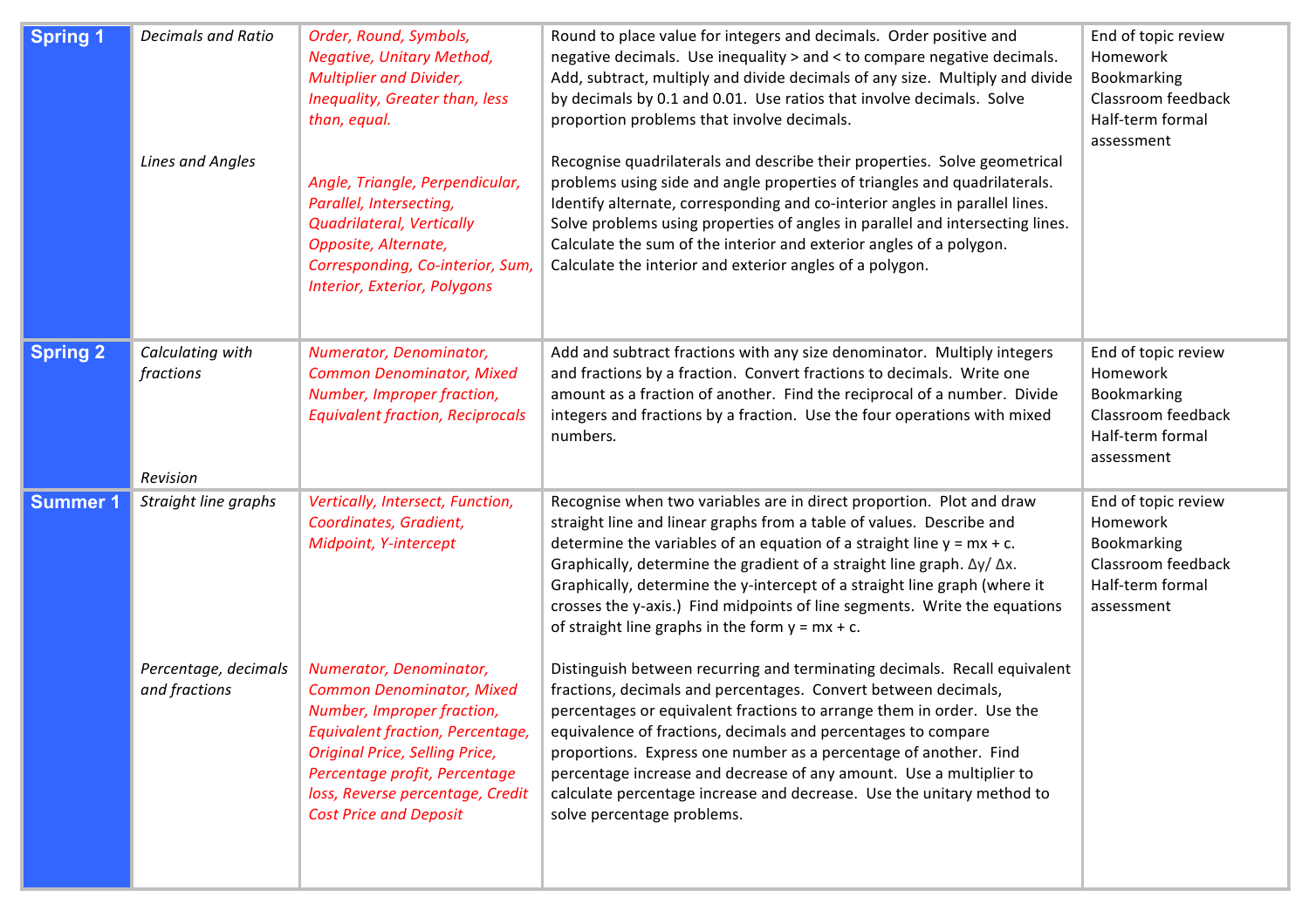| | | | | |
|---|---|---|---|---|
| **Spring 1** | *Decimals and Ratio* | *Order, Round, Symbols, Negative, Unitary Method, Multiplier and Divider, Inequality, Greater than, less than, equal.* | Round to place value for integers and decimals. Order positive and negative decimals. Use inequality > and < to compare negative decimals. Add, subtract, multiply and divide decimals of any size. Multiply and divide by decimals by 0.1 and 0.01. Use ratios that involve decimals. Solve proportion problems that involve decimals. | End of topic review<br>Homework<br>Bookmarking<br>Classroom feedback<br>Half-term formal assessment |
| | *Lines and Angles* | *Angle, Triangle, Perpendicular, Parallel, Intersecting, Quadrilateral, Vertically Opposite, Alternate, Corresponding, Co-interior, Sum, Interior, Exterior, Polygons* | Recognise quadrilaterals and describe their properties. Solve geometrical problems using side and angle properties of triangles and quadrilaterals. Identify alternate, corresponding and co-interior angles in parallel lines. Solve problems using properties of angles in parallel and intersecting lines. Calculate the sum of the interior and exterior angles of a polygon. Calculate the interior and exterior angles of a polygon. | |
| **Spring 2** | *Calculating with fractions*<br><br>*Revision* | *Numerator, Denominator, Common Denominator, Mixed Number, Improper fraction, Equivalent fraction, Reciprocals* | Add and subtract fractions with any size denominator. Multiply integers and fractions by a fraction. Convert fractions to decimals. Write one amount as a fraction of another. Find the reciprocal of a number. Divide integers and fractions by a fraction. Use the four operations with mixed numbers. | End of topic review<br>Homework<br>Bookmarking<br>Classroom feedback<br>Half-term formal assessment |
| **Summer 1** | *Straight line graphs* | *Vertically, Intersect, Function, Coordinates, Gradient, Midpoint, Y-intercept* | Recognise when two variables are in direct proportion. Plot and draw straight line and linear graphs from a table of values. Describe and determine the variables of an equation of a straight line $y = mx + c$. Graphically, determine the gradient of a straight line graph. $\Delta y / \Delta x$. Graphically, determine the y-intercept of a straight line graph (where it crosses the y-axis.) Find midpoints of line segments. Write the equations of straight line graphs in the form $y = mx + c$. | End of topic review<br>Homework<br>Bookmarking<br>Classroom feedback<br>Half-term formal assessment |
| | *Percentage, decimals and fractions* | *Numerator, Denominator, Common Denominator, Mixed Number, Improper fraction, Equivalent fraction, Percentage, Original Price, Selling Price, Percentage profit, Percentage loss, Reverse percentage, Credit Cost Price and Deposit* | Distinguish between recurring and terminating decimals. Recall equivalent fractions, decimals and percentages. Convert between decimals, percentages or equivalent fractions to arrange them in order. Use the equivalence of fractions, decimals and percentages to compare proportions. Express one number as a percentage of another. Find percentage increase and decrease of any amount. Use a multiplier to calculate percentage increase and decrease. Use the unitary method to solve percentage problems. | |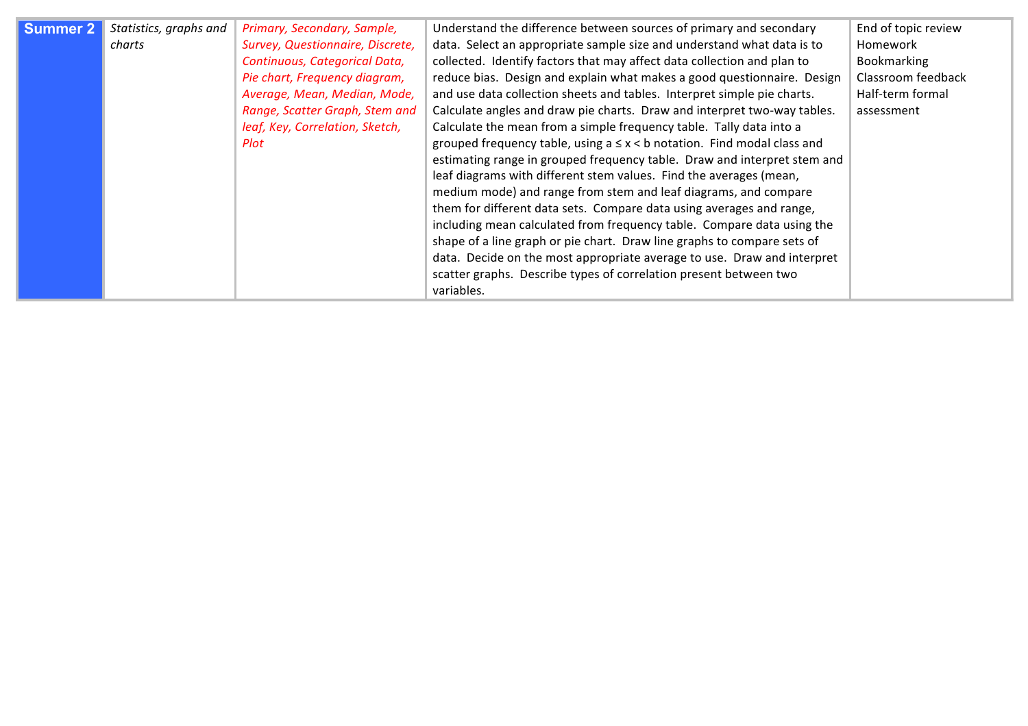| | | | | |
|---|---|---|---|---|
| **Summer 2** | *Statistics, graphs and charts* | *Primary, Secondary, Sample, Survey, Questionnaire, Discrete, Continuous, Categorical Data, Pie chart, Frequency diagram, Average, Mean, Median, Mode, Range, Scatter Graph, Stem and leaf, Key, Correlation, Sketch, Plot* | Understand the difference between sources of primary and secondary data. Select an appropriate sample size and understand what data is to collected. Identify factors that may affect data collection and plan to reduce bias. Design and explain what makes a good questionnaire. Design and use data collection sheets and tables. Interpret simple pie charts. Calculate angles and draw pie charts. Draw and interpret two-way tables. Calculate the mean from a simple frequency table. Tally data into a grouped frequency table, using $a \le x < b$ notation. Find modal class and estimating range in grouped frequency table. Draw and interpret stem and leaf diagrams with different stem values. Find the averages (mean, medium mode) and range from stem and leaf diagrams, and compare them for different data sets. Compare data using averages and range, including mean calculated from frequency table. Compare data using the shape of a line graph or pie chart. Draw line graphs to compare sets of data. Decide on the most appropriate average to use. Draw and interpret scatter graphs. Describe types of correlation present between two variables. | End of topic review<br>Homework<br>Bookmarking<br>Classroom feedback<br>Half-term formal assessment |